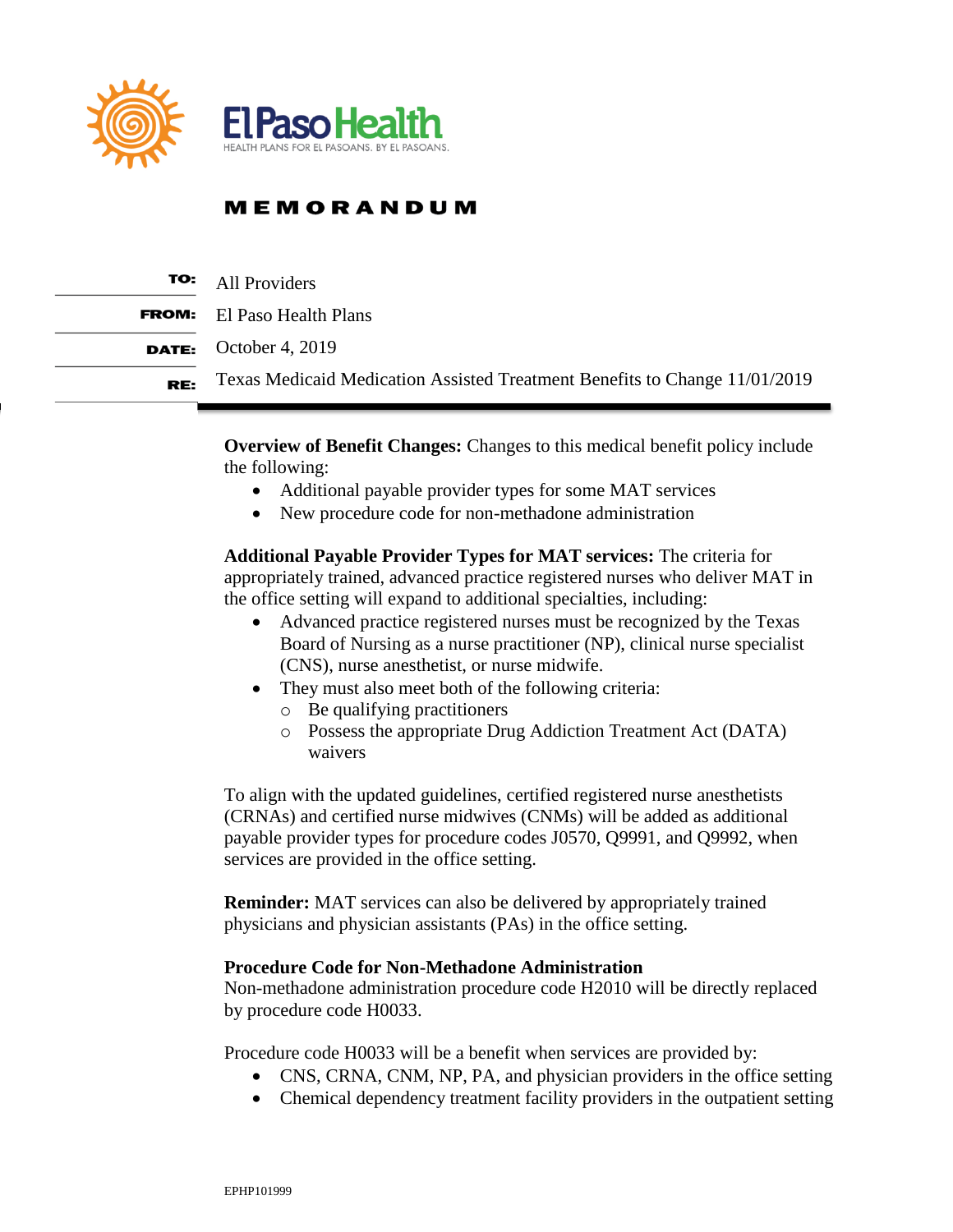El Paso Health

HEALTH PLANS FOR EL PASOANS. BY EL PASOANS.

# MEMORANDUM

**TO:** All Providers

**FROM:** El Paso Health Plans

**DATE:** October 4, 2019

**RE:** Texas Medicaid Medication Assisted Treatment Benefits to Change 11/01/2019

---

**Overview of Benefit Changes:** Changes to this medical benefit policy include the following:

- Additional payable provider types for some MAT services
- New procedure code for non-methadone administration

**Additional Payable Provider Types for MAT services:** The criteria for appropriately trained, advanced practice registered nurses who deliver MAT in the office setting will expand to additional specialties, including:

- Advanced practice registered nurses must be recognized by the Texas Board of Nursing as a nurse practitioner (NP), clinical nurse specialist (CNS), nurse anesthetist, or nurse midwife.
- They must also meet both of the following criteria:
  - Be qualifying practitioners
  - Possess the appropriate Drug Addiction Treatment Act (DATA) waivers

To align with the updated guidelines, certified registered nurse anesthetists (CRNAs) and certified nurse midwives (CNMs) will be added as additional payable provider types for procedure codes J0570, Q9991, and Q9992, when services are provided in the office setting.

**Reminder:** MAT services can also be delivered by appropriately trained physicians and physician assistants (PAs) in the office setting.

**Procedure Code for Non-Methadone Administration**

Non-methadone administration procedure code H2010 will be directly replaced by procedure code H0033.

Procedure code H0033 will be a benefit when services are provided by:

- CNS, CRNA, CNM, NP, PA, and physician providers in the office setting
- Chemical dependency treatment facility providers in the outpatient setting

EPHP101999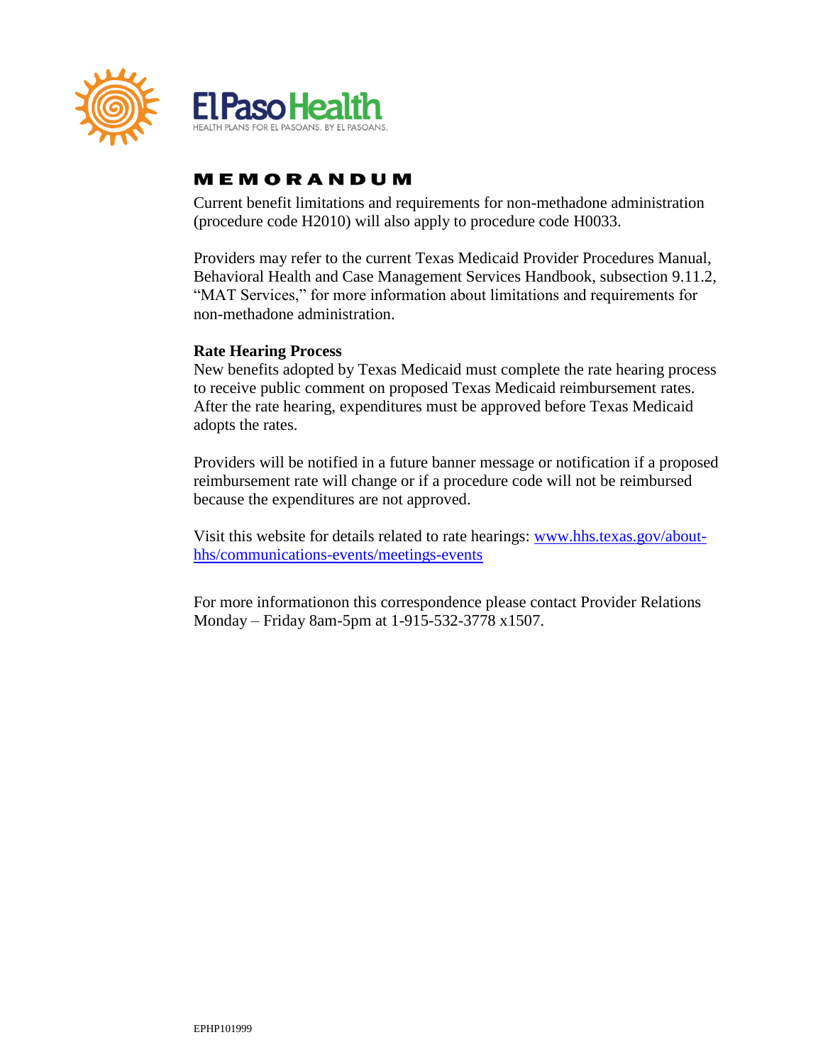# MEMORANDUM

Current benefit limitations and requirements for non-methadone administration (procedure code H2010) will also apply to procedure code H0033.

Providers may refer to the current Texas Medicaid Provider Procedures Manual, Behavioral Health and Case Management Services Handbook, subsection 9.11.2, "MAT Services," for more information about limitations and requirements for non-methadone administration.

**Rate Hearing Process**

New benefits adopted by Texas Medicaid must complete the rate hearing process to receive public comment on proposed Texas Medicaid reimbursement rates. After the rate hearing, expenditures must be approved before Texas Medicaid adopts the rates.

Providers will be notified in a future banner message or notification if a proposed reimbursement rate will change or if a procedure code will not be reimbursed because the expenditures are not approved.

Visit this website for details related to rate hearings: [www.hhs.texas.gov/about-hhs/communications-events/meetings-events](www.hhs.texas.gov/about-hhs/communications-events/meetings-events)

For more informationon this correspondence please contact Provider Relations Monday – Friday 8am-5pm at 1-915-532-3778 x1507.

EPHP101999